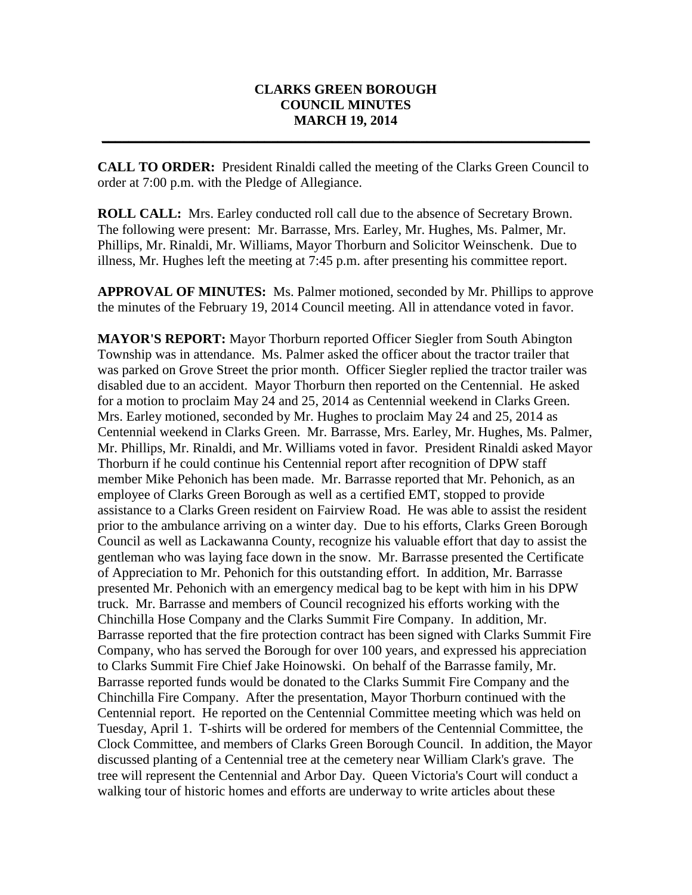# CLARKS GREEN BOROUGH
# COUNCIL MINUTES
# MARCH 19, 2014

---

**CALL TO ORDER:** President Rinaldi called the meeting of the Clarks Green Council to order at 7:00 p.m. with the Pledge of Allegiance.

**ROLL CALL:** Mrs. Earley conducted roll call due to the absence of Secretary Brown. The following were present: Mr. Barrasse, Mrs. Earley, Mr. Hughes, Ms. Palmer, Mr. Phillips, Mr. Rinaldi, Mr. Williams, Mayor Thorburn and Solicitor Weinschenk. Due to illness, Mr. Hughes left the meeting at 7:45 p.m. after presenting his committee report.

**APPROVAL OF MINUTES:** Ms. Palmer motioned, seconded by Mr. Phillips to approve the minutes of the February 19, 2014 Council meeting. All in attendance voted in favor.

**MAYOR'S REPORT:** Mayor Thorburn reported Officer Siegler from South Abington Township was in attendance. Ms. Palmer asked the officer about the tractor trailer that was parked on Grove Street the prior month. Officer Siegler replied the tractor trailer was disabled due to an accident. Mayor Thorburn then reported on the Centennial. He asked for a motion to proclaim May 24 and 25, 2014 as Centennial weekend in Clarks Green. Mrs. Earley motioned, seconded by Mr. Hughes to proclaim May 24 and 25, 2014 as Centennial weekend in Clarks Green. Mr. Barrasse, Mrs. Earley, Mr. Hughes, Ms. Palmer, Mr. Phillips, Mr. Rinaldi, and Mr. Williams voted in favor. President Rinaldi asked Mayor Thorburn if he could continue his Centennial report after recognition of DPW staff member Mike Pehonich has been made. Mr. Barrasse reported that Mr. Pehonich, as an employee of Clarks Green Borough as well as a certified EMT, stopped to provide assistance to a Clarks Green resident on Fairview Road. He was able to assist the resident prior to the ambulance arriving on a winter day. Due to his efforts, Clarks Green Borough Council as well as Lackawanna County, recognize his valuable effort that day to assist the gentleman who was laying face down in the snow. Mr. Barrasse presented the Certificate of Appreciation to Mr. Pehonich for this outstanding effort. In addition, Mr. Barrasse presented Mr. Pehonich with an emergency medical bag to be kept with him in his DPW truck. Mr. Barrasse and members of Council recognized his efforts working with the Chinchilla Hose Company and the Clarks Summit Fire Company. In addition, Mr. Barrasse reported that the fire protection contract has been signed with Clarks Summit Fire Company, who has served the Borough for over 100 years, and expressed his appreciation to Clarks Summit Fire Chief Jake Hoinowski. On behalf of the Barrasse family, Mr. Barrasse reported funds would be donated to the Clarks Summit Fire Company and the Chinchilla Fire Company. After the presentation, Mayor Thorburn continued with the Centennial report. He reported on the Centennial Committee meeting which was held on Tuesday, April 1. T-shirts will be ordered for members of the Centennial Committee, the Clock Committee, and members of Clarks Green Borough Council. In addition, the Mayor discussed planting of a Centennial tree at the cemetery near William Clark's grave. The tree will represent the Centennial and Arbor Day. Queen Victoria's Court will conduct a walking tour of historic homes and efforts are underway to write articles about these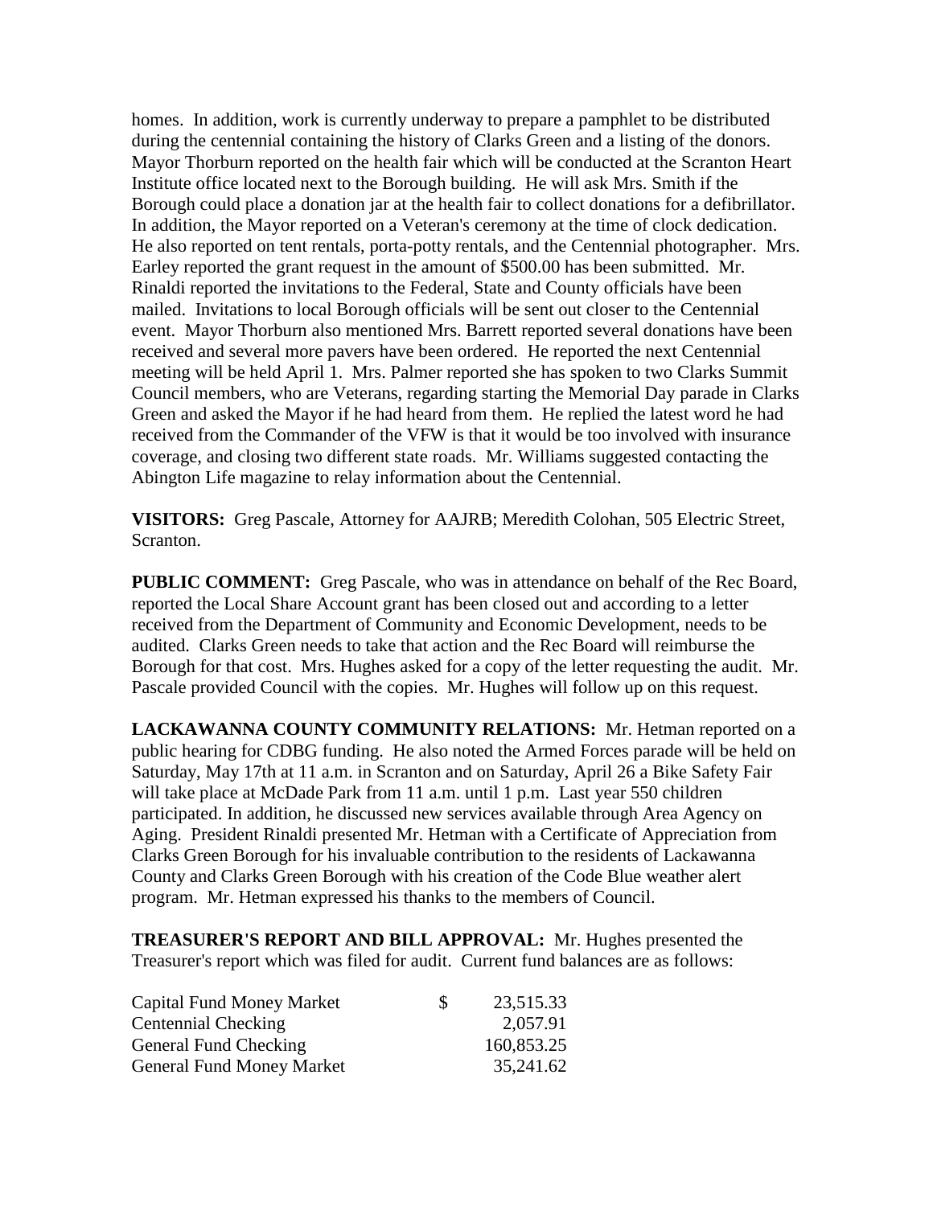homes. In addition, work is currently underway to prepare a pamphlet to be distributed during the centennial containing the history of Clarks Green and a listing of the donors. Mayor Thorburn reported on the health fair which will be conducted at the Scranton Heart Institute office located next to the Borough building. He will ask Mrs. Smith if the Borough could place a donation jar at the health fair to collect donations for a defibrillator. In addition, the Mayor reported on a Veteran's ceremony at the time of clock dedication. He also reported on tent rentals, porta-potty rentals, and the Centennial photographer. Mrs. Earley reported the grant request in the amount of $500.00 has been submitted. Mr. Rinaldi reported the invitations to the Federal, State and County officials have been mailed. Invitations to local Borough officials will be sent out closer to the Centennial event. Mayor Thorburn also mentioned Mrs. Barrett reported several donations have been received and several more pavers have been ordered. He reported the next Centennial meeting will be held April 1. Mrs. Palmer reported she has spoken to two Clarks Summit Council members, who are Veterans, regarding starting the Memorial Day parade in Clarks Green and asked the Mayor if he had heard from them. He replied the latest word he had received from the Commander of the VFW is that it would be too involved with insurance coverage, and closing two different state roads. Mr. Williams suggested contacting the Abington Life magazine to relay information about the Centennial.

**VISITORS:** Greg Pascale, Attorney for AAJRB; Meredith Colohan, 505 Electric Street, Scranton.

**PUBLIC COMMENT:** Greg Pascale, who was in attendance on behalf of the Rec Board, reported the Local Share Account grant has been closed out and according to a letter received from the Department of Community and Economic Development, needs to be audited. Clarks Green needs to take that action and the Rec Board will reimburse the Borough for that cost. Mrs. Hughes asked for a copy of the letter requesting the audit. Mr. Pascale provided Council with the copies. Mr. Hughes will follow up on this request.

**LACKAWANNA COUNTY COMMUNITY RELATIONS:** Mr. Hetman reported on a public hearing for CDBG funding. He also noted the Armed Forces parade will be held on Saturday, May 17th at 11 a.m. in Scranton and on Saturday, April 26 a Bike Safety Fair will take place at McDade Park from 11 a.m. until 1 p.m. Last year 550 children participated. In addition, he discussed new services available through Area Agency on Aging. President Rinaldi presented Mr. Hetman with a Certificate of Appreciation from Clarks Green Borough for his invaluable contribution to the residents of Lackawanna County and Clarks Green Borough with his creation of the Code Blue weather alert program. Mr. Hetman expressed his thanks to the members of Council.

**TREASURER'S REPORT AND BILL APPROVAL:** Mr. Hughes presented the Treasurer's report which was filed for audit. Current fund balances are as follows:

| Fund | | Balance |
|---|---|---|
| Capital Fund Money Market | $ | 23,515.33 |
| Centennial Checking | | 2,057.91 |
| General Fund Checking | | 160,853.25 |
| General Fund Money Market | | 35,241.62 |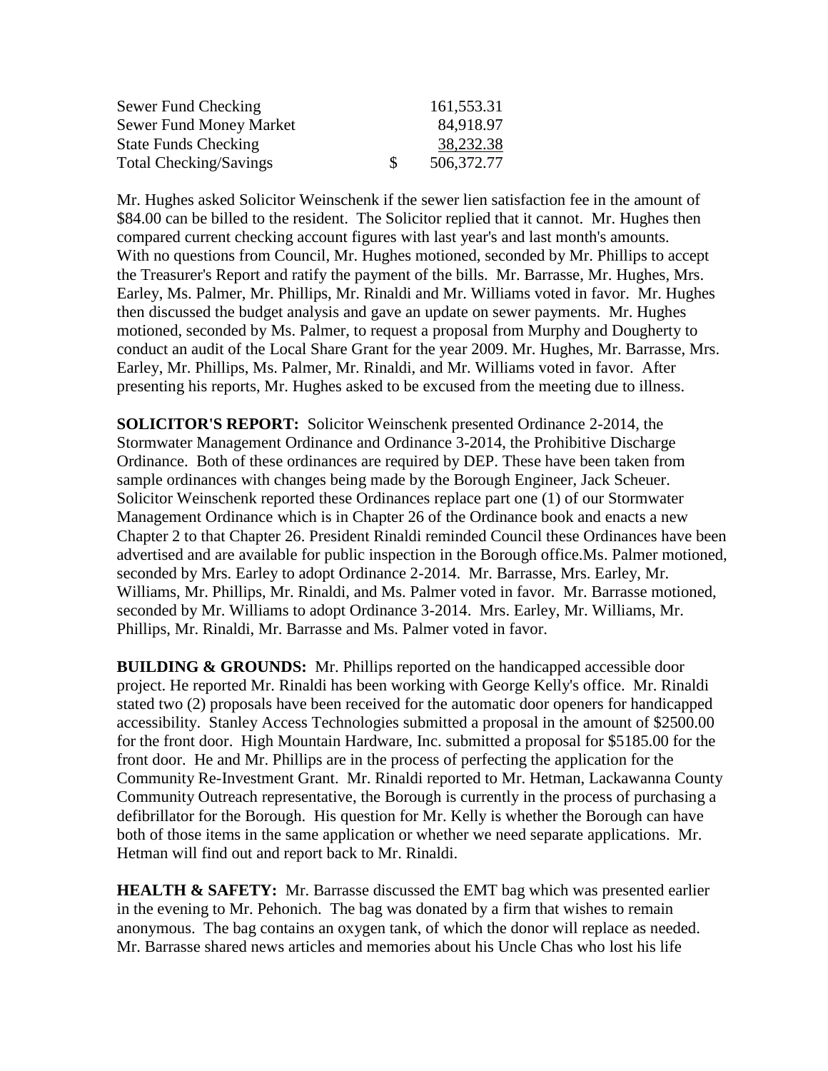| | | |
|---|---|---|
| Sewer Fund Checking | | 161,553.31 |
| Sewer Fund Money Market | | 84,918.97 |
| State Funds Checking | | 38,232.38 |
| Total Checking/Savings | $ | 506,372.77 |

Mr. Hughes asked Solicitor Weinschenk if the sewer lien satisfaction fee in the amount of $84.00 can be billed to the resident. The Solicitor replied that it cannot. Mr. Hughes then compared current checking account figures with last year's and last month's amounts. With no questions from Council, Mr. Hughes motioned, seconded by Mr. Phillips to accept the Treasurer's Report and ratify the payment of the bills. Mr. Barrasse, Mr. Hughes, Mrs. Earley, Ms. Palmer, Mr. Phillips, Mr. Rinaldi and Mr. Williams voted in favor. Mr. Hughes then discussed the budget analysis and gave an update on sewer payments. Mr. Hughes motioned, seconded by Ms. Palmer, to request a proposal from Murphy and Dougherty to conduct an audit of the Local Share Grant for the year 2009. Mr. Hughes, Mr. Barrasse, Mrs. Earley, Mr. Phillips, Ms. Palmer, Mr. Rinaldi, and Mr. Williams voted in favor. After presenting his reports, Mr. Hughes asked to be excused from the meeting due to illness.

**SOLICITOR'S REPORT:** Solicitor Weinschenk presented Ordinance 2-2014, the Stormwater Management Ordinance and Ordinance 3-2014, the Prohibitive Discharge Ordinance. Both of these ordinances are required by DEP. These have been taken from sample ordinances with changes being made by the Borough Engineer, Jack Scheuer. Solicitor Weinschenk reported these Ordinances replace part one (1) of our Stormwater Management Ordinance which is in Chapter 26 of the Ordinance book and enacts a new Chapter 2 to that Chapter 26. President Rinaldi reminded Council these Ordinances have been advertised and are available for public inspection in the Borough office.Ms. Palmer motioned, seconded by Mrs. Earley to adopt Ordinance 2-2014. Mr. Barrasse, Mrs. Earley, Mr. Williams, Mr. Phillips, Mr. Rinaldi, and Ms. Palmer voted in favor. Mr. Barrasse motioned, seconded by Mr. Williams to adopt Ordinance 3-2014. Mrs. Earley, Mr. Williams, Mr. Phillips, Mr. Rinaldi, Mr. Barrasse and Ms. Palmer voted in favor.

**BUILDING & GROUNDS:** Mr. Phillips reported on the handicapped accessible door project. He reported Mr. Rinaldi has been working with George Kelly's office. Mr. Rinaldi stated two (2) proposals have been received for the automatic door openers for handicapped accessibility. Stanley Access Technologies submitted a proposal in the amount of $2500.00 for the front door. High Mountain Hardware, Inc. submitted a proposal for $5185.00 for the front door. He and Mr. Phillips are in the process of perfecting the application for the Community Re-Investment Grant. Mr. Rinaldi reported to Mr. Hetman, Lackawanna County Community Outreach representative, the Borough is currently in the process of purchasing a defibrillator for the Borough. His question for Mr. Kelly is whether the Borough can have both of those items in the same application or whether we need separate applications. Mr. Hetman will find out and report back to Mr. Rinaldi.

**HEALTH & SAFETY:** Mr. Barrasse discussed the EMT bag which was presented earlier in the evening to Mr. Pehonich. The bag was donated by a firm that wishes to remain anonymous. The bag contains an oxygen tank, of which the donor will replace as needed. Mr. Barrasse shared news articles and memories about his Uncle Chas who lost his life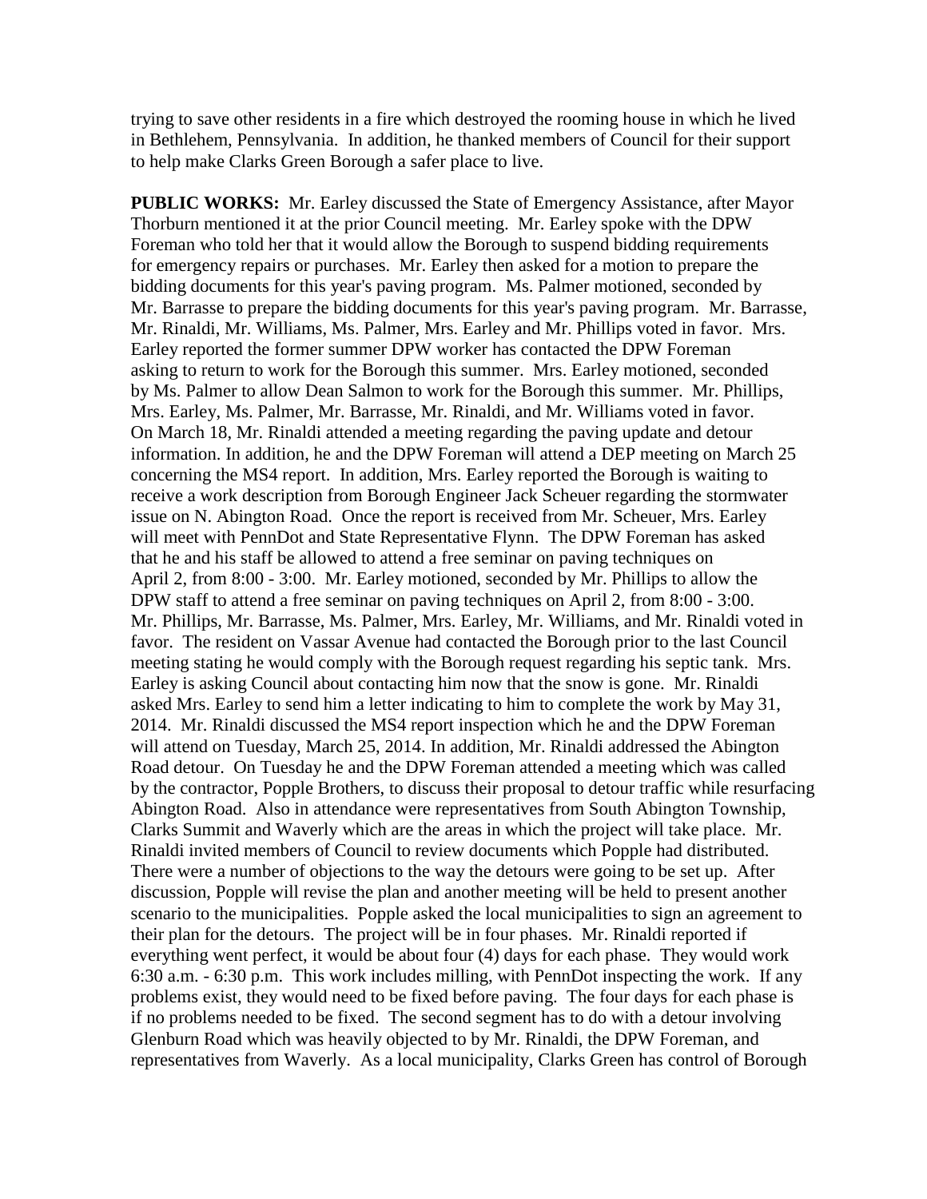trying to save other residents in a fire which destroyed the rooming house in which he lived in Bethlehem, Pennsylvania. In addition, he thanked members of Council for their support to help make Clarks Green Borough a safer place to live.

**PUBLIC WORKS:** Mr. Earley discussed the State of Emergency Assistance, after Mayor Thorburn mentioned it at the prior Council meeting. Mr. Earley spoke with the DPW Foreman who told her that it would allow the Borough to suspend bidding requirements for emergency repairs or purchases. Mr. Earley then asked for a motion to prepare the bidding documents for this year's paving program. Ms. Palmer motioned, seconded by Mr. Barrasse to prepare the bidding documents for this year's paving program. Mr. Barrasse, Mr. Rinaldi, Mr. Williams, Ms. Palmer, Mrs. Earley and Mr. Phillips voted in favor. Mrs. Earley reported the former summer DPW worker has contacted the DPW Foreman asking to return to work for the Borough this summer. Mrs. Earley motioned, seconded by Ms. Palmer to allow Dean Salmon to work for the Borough this summer. Mr. Phillips, Mrs. Earley, Ms. Palmer, Mr. Barrasse, Mr. Rinaldi, and Mr. Williams voted in favor. On March 18, Mr. Rinaldi attended a meeting regarding the paving update and detour information. In addition, he and the DPW Foreman will attend a DEP meeting on March 25 concerning the MS4 report. In addition, Mrs. Earley reported the Borough is waiting to receive a work description from Borough Engineer Jack Scheuer regarding the stormwater issue on N. Abington Road. Once the report is received from Mr. Scheuer, Mrs. Earley will meet with PennDot and State Representative Flynn. The DPW Foreman has asked that he and his staff be allowed to attend a free seminar on paving techniques on April 2, from 8:00 - 3:00. Mr. Earley motioned, seconded by Mr. Phillips to allow the DPW staff to attend a free seminar on paving techniques on April 2, from 8:00 - 3:00. Mr. Phillips, Mr. Barrasse, Ms. Palmer, Mrs. Earley, Mr. Williams, and Mr. Rinaldi voted in favor. The resident on Vassar Avenue had contacted the Borough prior to the last Council meeting stating he would comply with the Borough request regarding his septic tank. Mrs. Earley is asking Council about contacting him now that the snow is gone. Mr. Rinaldi asked Mrs. Earley to send him a letter indicating to him to complete the work by May 31, 2014. Mr. Rinaldi discussed the MS4 report inspection which he and the DPW Foreman will attend on Tuesday, March 25, 2014. In addition, Mr. Rinaldi addressed the Abington Road detour. On Tuesday he and the DPW Foreman attended a meeting which was called by the contractor, Popple Brothers, to discuss their proposal to detour traffic while resurfacing Abington Road. Also in attendance were representatives from South Abington Township, Clarks Summit and Waverly which are the areas in which the project will take place. Mr. Rinaldi invited members of Council to review documents which Popple had distributed. There were a number of objections to the way the detours were going to be set up. After discussion, Popple will revise the plan and another meeting will be held to present another scenario to the municipalities. Popple asked the local municipalities to sign an agreement to their plan for the detours. The project will be in four phases. Mr. Rinaldi reported if everything went perfect, it would be about four (4) days for each phase. They would work 6:30 a.m. - 6:30 p.m. This work includes milling, with PennDot inspecting the work. If any problems exist, they would need to be fixed before paving. The four days for each phase is if no problems needed to be fixed. The second segment has to do with a detour involving Glenburn Road which was heavily objected to by Mr. Rinaldi, the DPW Foreman, and representatives from Waverly. As a local municipality, Clarks Green has control of Borough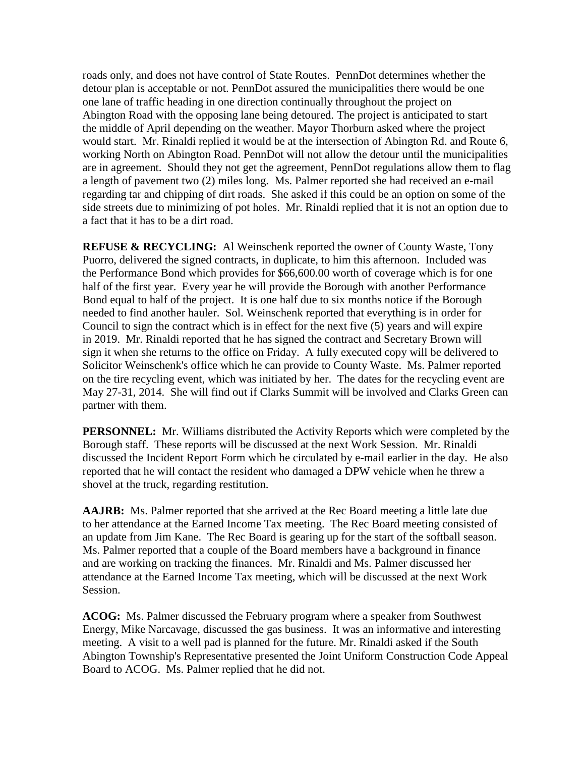roads only, and does not have control of State Routes. PennDot determines whether the detour plan is acceptable or not. PennDot assured the municipalities there would be one one lane of traffic heading in one direction continually throughout the project on Abington Road with the opposing lane being detoured. The project is anticipated to start the middle of April depending on the weather. Mayor Thorburn asked where the project would start. Mr. Rinaldi replied it would be at the intersection of Abington Rd. and Route 6, working North on Abington Road. PennDot will not allow the detour until the municipalities are in agreement. Should they not get the agreement, PennDot regulations allow them to flag a length of pavement two (2) miles long. Ms. Palmer reported she had received an e-mail regarding tar and chipping of dirt roads. She asked if this could be an option on some of the side streets due to minimizing of pot holes. Mr. Rinaldi replied that it is not an option due to a fact that it has to be a dirt road.

**REFUSE & RECYCLING:** Al Weinschenk reported the owner of County Waste, Tony Puorro, delivered the signed contracts, in duplicate, to him this afternoon. Included was the Performance Bond which provides for $66,600.00 worth of coverage which is for one half of the first year. Every year he will provide the Borough with another Performance Bond equal to half of the project. It is one half due to six months notice if the Borough needed to find another hauler. Sol. Weinschenk reported that everything is in order for Council to sign the contract which is in effect for the next five (5) years and will expire in 2019. Mr. Rinaldi reported that he has signed the contract and Secretary Brown will sign it when she returns to the office on Friday. A fully executed copy will be delivered to Solicitor Weinschenk's office which he can provide to County Waste. Ms. Palmer reported on the tire recycling event, which was initiated by her. The dates for the recycling event are May 27-31, 2014. She will find out if Clarks Summit will be involved and Clarks Green can partner with them.

**PERSONNEL:** Mr. Williams distributed the Activity Reports which were completed by the Borough staff. These reports will be discussed at the next Work Session. Mr. Rinaldi discussed the Incident Report Form which he circulated by e-mail earlier in the day. He also reported that he will contact the resident who damaged a DPW vehicle when he threw a shovel at the truck, regarding restitution.

**AAJRB:** Ms. Palmer reported that she arrived at the Rec Board meeting a little late due to her attendance at the Earned Income Tax meeting. The Rec Board meeting consisted of an update from Jim Kane. The Rec Board is gearing up for the start of the softball season. Ms. Palmer reported that a couple of the Board members have a background in finance and are working on tracking the finances. Mr. Rinaldi and Ms. Palmer discussed her attendance at the Earned Income Tax meeting, which will be discussed at the next Work Session.

**ACOG:** Ms. Palmer discussed the February program where a speaker from Southwest Energy, Mike Narcavage, discussed the gas business. It was an informative and interesting meeting. A visit to a well pad is planned for the future. Mr. Rinaldi asked if the South Abington Township's Representative presented the Joint Uniform Construction Code Appeal Board to ACOG. Ms. Palmer replied that he did not.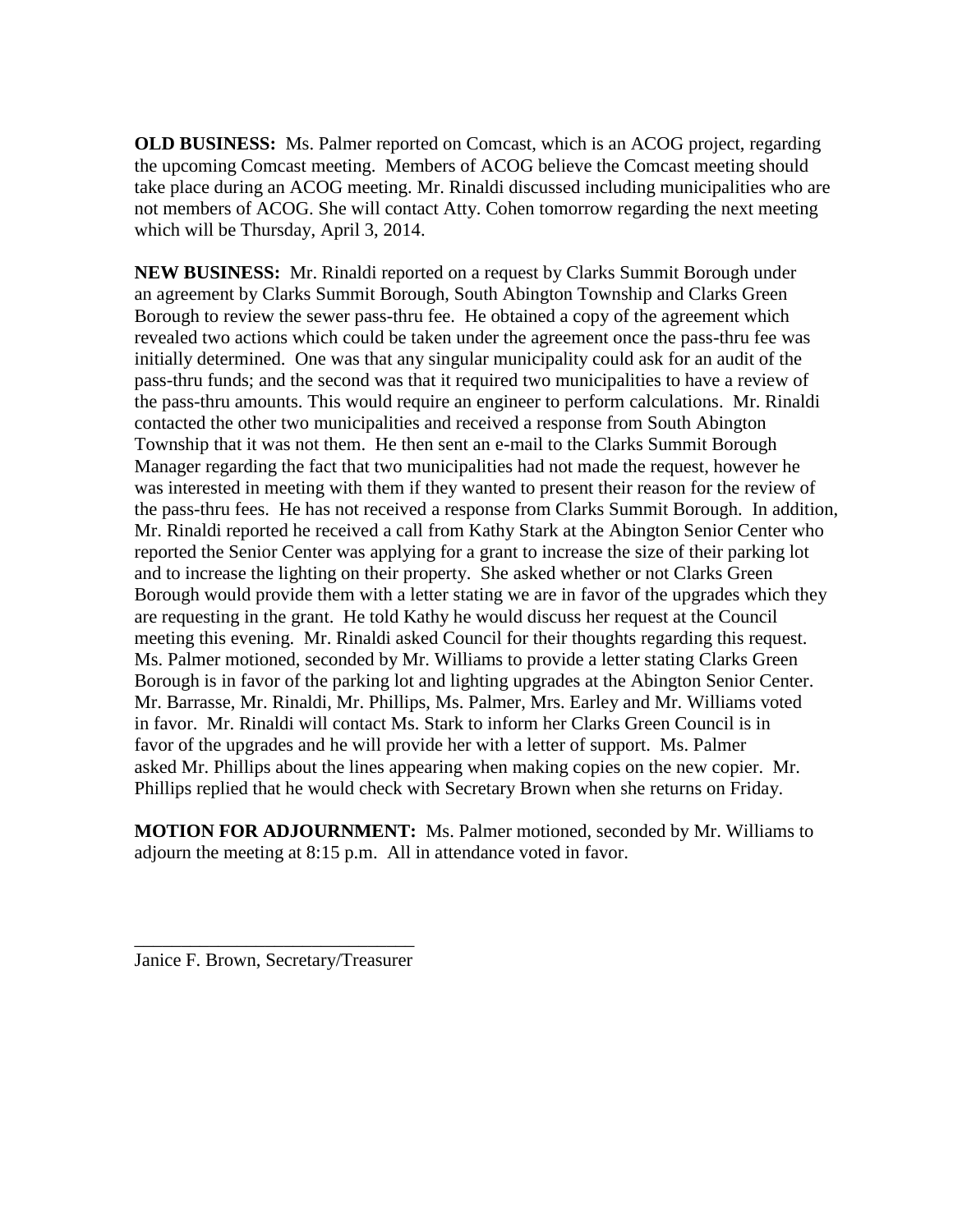**OLD BUSINESS:** Ms. Palmer reported on Comcast, which is an ACOG project, regarding the upcoming Comcast meeting. Members of ACOG believe the Comcast meeting should take place during an ACOG meeting. Mr. Rinaldi discussed including municipalities who are not members of ACOG. She will contact Atty. Cohen tomorrow regarding the next meeting which will be Thursday, April 3, 2014.

**NEW BUSINESS:** Mr. Rinaldi reported on a request by Clarks Summit Borough under an agreement by Clarks Summit Borough, South Abington Township and Clarks Green Borough to review the sewer pass-thru fee. He obtained a copy of the agreement which revealed two actions which could be taken under the agreement once the pass-thru fee was initially determined. One was that any singular municipality could ask for an audit of the pass-thru funds; and the second was that it required two municipalities to have a review of the pass-thru amounts. This would require an engineer to perform calculations. Mr. Rinaldi contacted the other two municipalities and received a response from South Abington Township that it was not them. He then sent an e-mail to the Clarks Summit Borough Manager regarding the fact that two municipalities had not made the request, however he was interested in meeting with them if they wanted to present their reason for the review of the pass-thru fees. He has not received a response from Clarks Summit Borough. In addition, Mr. Rinaldi reported he received a call from Kathy Stark at the Abington Senior Center who reported the Senior Center was applying for a grant to increase the size of their parking lot and to increase the lighting on their property. She asked whether or not Clarks Green Borough would provide them with a letter stating we are in favor of the upgrades which they are requesting in the grant. He told Kathy he would discuss her request at the Council meeting this evening. Mr. Rinaldi asked Council for their thoughts regarding this request. Ms. Palmer motioned, seconded by Mr. Williams to provide a letter stating Clarks Green Borough is in favor of the parking lot and lighting upgrades at the Abington Senior Center. Mr. Barrasse, Mr. Rinaldi, Mr. Phillips, Ms. Palmer, Mrs. Earley and Mr. Williams voted in favor. Mr. Rinaldi will contact Ms. Stark to inform her Clarks Green Council is in favor of the upgrades and he will provide her with a letter of support. Ms. Palmer asked Mr. Phillips about the lines appearing when making copies on the new copier. Mr. Phillips replied that he would check with Secretary Brown when she returns on Friday.

**MOTION FOR ADJOURNMENT:** Ms. Palmer motioned, seconded by Mr. Williams to adjourn the meeting at 8:15 p.m. All in attendance voted in favor.

\_\_\_\_\_\_\_\_\_\_\_\_\_\_\_\_\_\_\_\_\_\_\_\_\_\_\_\_\_\_

Janice F. Brown, Secretary/Treasurer